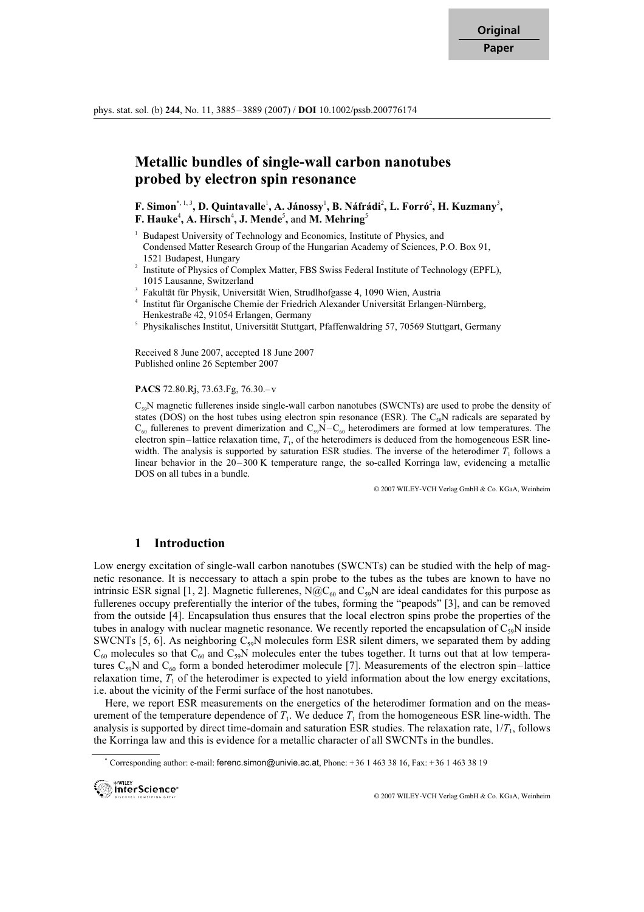Original Paper

# Metallic bundles of single-wall carbon nanotubes probed by electron spin resonance

**F. Simon**[*, 1, 3], **D. Quintavalle**[1], **A. Jánossy**[1], **B. Náfrádi**[2], **L. Forró**[2], **H. Kuzmany**[3], **F. Hauke**[4], **A. Hirsch**[4], **J. Mende**[5], and **M. Mehring**[5]

[1] Budapest University of Technology and Economics, Institute of Physics, and Condensed Matter Research Group of the Hungarian Academy of Sciences, P.O. Box 91, 1521 Budapest, Hungary

[2] Institute of Physics of Complex Matter, FBS Swiss Federal Institute of Technology (EPFL), 1015 Lausanne, Switzerland

[3] Fakultät für Physik, Universität Wien, Strudlhofgasse 4, 1090 Wien, Austria

[4] Institut für Organische Chemie der Friedrich Alexander Universität Erlangen-Nürnberg, Henkestraße 42, 91054 Erlangen, Germany

[5] Physikalisches Institut, Universität Stuttgart, Pfaffenwaldring 57, 70569 Stuttgart, Germany

Received 8 June 2007, accepted 18 June 2007
Published online 26 September 2007

**PACS** 72.80.Rj, 73.63.Fg, 76.30.–v

$C_{59}N$ magnetic fullerenes inside single-wall carbon nanotubes (SWCNTs) are used to probe the density of states (DOS) on the host tubes using electron spin resonance (ESR). The $C_{59}N$ radicals are separated by $C_{60}$ fullerenes to prevent dimerization and $C_{59}N$–$C_{60}$ heterodimers are formed at low temperatures. The electron spin–lattice relaxation time, $T_1$, of the heterodimers is deduced from the homogeneous ESR line-width. The analysis is supported by saturation ESR studies. The inverse of the heterodimer $T_1$ follows a linear behavior in the 20–300 K temperature range, the so-called Korringa law, evidencing a metallic DOS on all tubes in a bundle.

© 2007 WILEY-VCH Verlag GmbH & Co. KGaA, Weinheim

## 1 Introduction

Low energy excitation of single-wall carbon nanotubes (SWCNTs) can be studied with the help of magnetic resonance. It is neccessary to attach a spin probe to the tubes as the tubes are known to have no intrinsic ESR signal [1, 2]. Magnetic fullerenes, $N@C_{60}$ and $C_{59}N$ are ideal candidates for this purpose as fullerenes occupy preferentially the interior of the tubes, forming the "peapods" [3], and can be removed from the outside [4]. Encapsulation thus ensures that the local electron spins probe the properties of the tubes in analogy with nuclear magnetic resonance. We recently reported the encapsulation of $C_{59}N$ inside SWCNTs [5, 6]. As neighboring $C_{59}N$ molecules form ESR silent dimers, we separated them by adding $C_{60}$ molecules so that $C_{60}$ and $C_{59}N$ molecules enter the tubes together. It turns out that at low temperatures $C_{59}N$ and $C_{60}$ form a bonded heterodimer molecule [7]. Measurements of the electron spin–lattice relaxation time, $T_1$ of the heterodimer is expected to yield information about the low energy excitations, i.e. about the vicinity of the Fermi surface of the host nanotubes.

Here, we report ESR measurements on the energetics of the heterodimer formation and on the measurement of the temperature dependence of $T_1$. We deduce $T_1$ from the homogeneous ESR line-width. The analysis is supported by direct time-domain and saturation ESR studies. The relaxation rate, $1/T_1$, follows the Korringa law and this is evidence for a metallic character of all SWCNTs in the bundles.

[*] Corresponding author: e-mail: ferenc.simon@univie.ac.at, Phone: +36 1 463 38 16, Fax: +36 1 463 38 19

© 2007 WILEY-VCH Verlag GmbH & Co. KGaA, Weinheim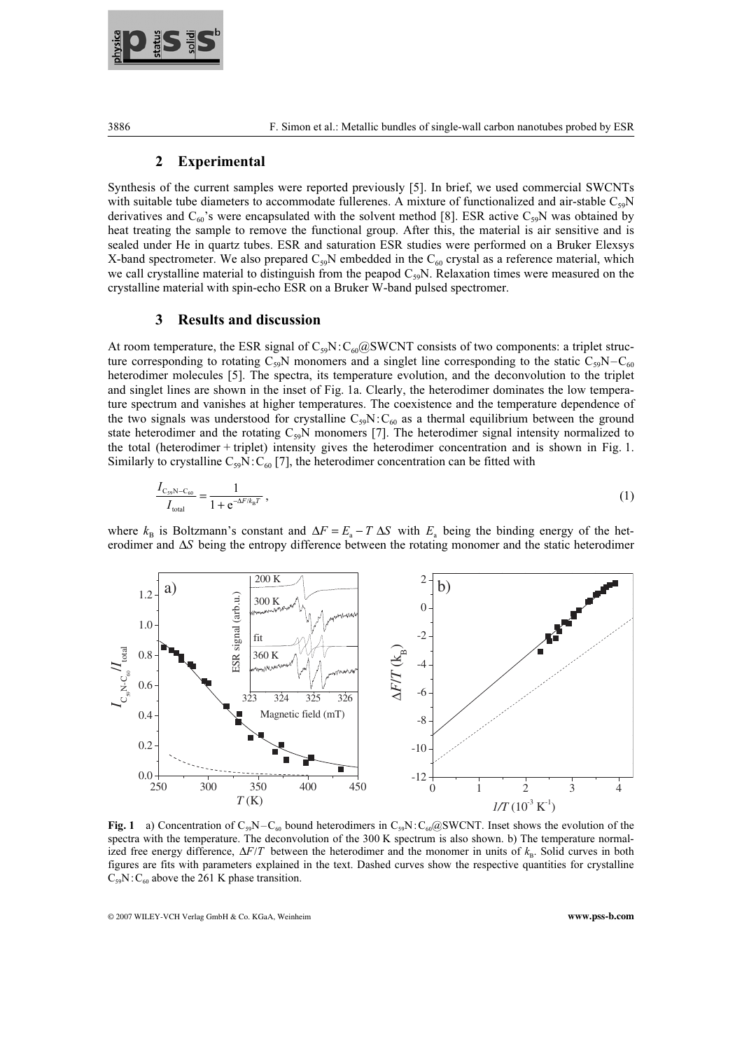## 2 Experimental

Synthesis of the current samples were reported previously [5]. In brief, we used commercial SWCNTs with suitable tube diameters to accommodate fullerenes. A mixture of functionalized and air-stable $C_{59}N$ derivatives and $C_{60}$'s were encapsulated with the solvent method [8]. ESR active $C_{59}N$ was obtained by heat treating the sample to remove the functional group. After this, the material is air sensitive and is sealed under He in quartz tubes. ESR and saturation ESR studies were performed on a Bruker Elexsys X-band spectrometer. We also prepared $C_{59}N$ embedded in the $C_{60}$ crystal as a reference material, which we call crystalline material to distinguish from the peapod $C_{59}N$. Relaxation times were measured on the crystalline material with spin-echo ESR on a Bruker W-band pulsed spectromer.

## 3 Results and discussion

At room temperature, the ESR signal of $C_{59}N:C_{60}$@SWCNT consists of two components: a triplet structure corresponding to rotating $C_{59}N$ monomers and a singlet line corresponding to the static $C_{59}N-C_{60}$ heterodimer molecules [5]. The spectra, its temperature evolution, and the deconvolution to the triplet and singlet lines are shown in the inset of Fig. 1a. Clearly, the heterodimer dominates the low temperature spectrum and vanishes at higher temperatures. The coexistence and the temperature dependence of the two signals was understood for crystalline $C_{59}N:C_{60}$ as a thermal equilibrium between the ground state heterodimer and the rotating $C_{59}N$ monomers [7]. The heterodimer signal intensity normalized to the total (heterodimer + triplet) intensity gives the heterodimer concentration and is shown in Fig. 1. Similarly to crystalline $C_{59}N:C_{60}$ [7], the heterodimer concentration can be fitted with

$$\frac{I_{C_{59}N-C_{60}}}{I_{total}} = \frac{1}{1+e^{-\Delta F/k_B T}}, \tag{1}$$

where $k_B$ is Boltzmann's constant and $\Delta F = E_a - T\,\Delta S$ with $E_a$ being the binding energy of the heterodimer and $\Delta S$ being the entropy difference between the rotating monomer and the static heterodimer

a)
$I_{C_{59}N-C_{60}}/I_{total}$
1.2
1.0
0.8
0.6
0.4
0.2
0.0
250 300 350 400 450
$T$ (K)

ESR signal (arb.u.)
200 K
300 K
fit
360 K
323 324 325 326
Magnetic field (mT)

b)
$\Delta F/T$ ($k_B$)
2
0
-2
-4
-6
-8
-10
-12
0 1 2 3 4
$1/T$ ($10^{-3}$ K$^{-1}$)

**Fig. 1** a) Concentration of $C_{59}N-C_{60}$ bound heterodimers in $C_{59}N:C_{60}$@SWCNT. Inset shows the evolution of the spectra with the temperature. The deconvolution of the 300 K spectrum is also shown. b) The temperature normalized free energy difference, $\Delta F/T$ between the heterodimer and the monomer in units of $k_B$. Solid curves in both figures are fits with parameters explained in the text. Dashed curves show the respective quantities for crystalline $C_{59}N:C_{60}$ above the 261 K phase transition.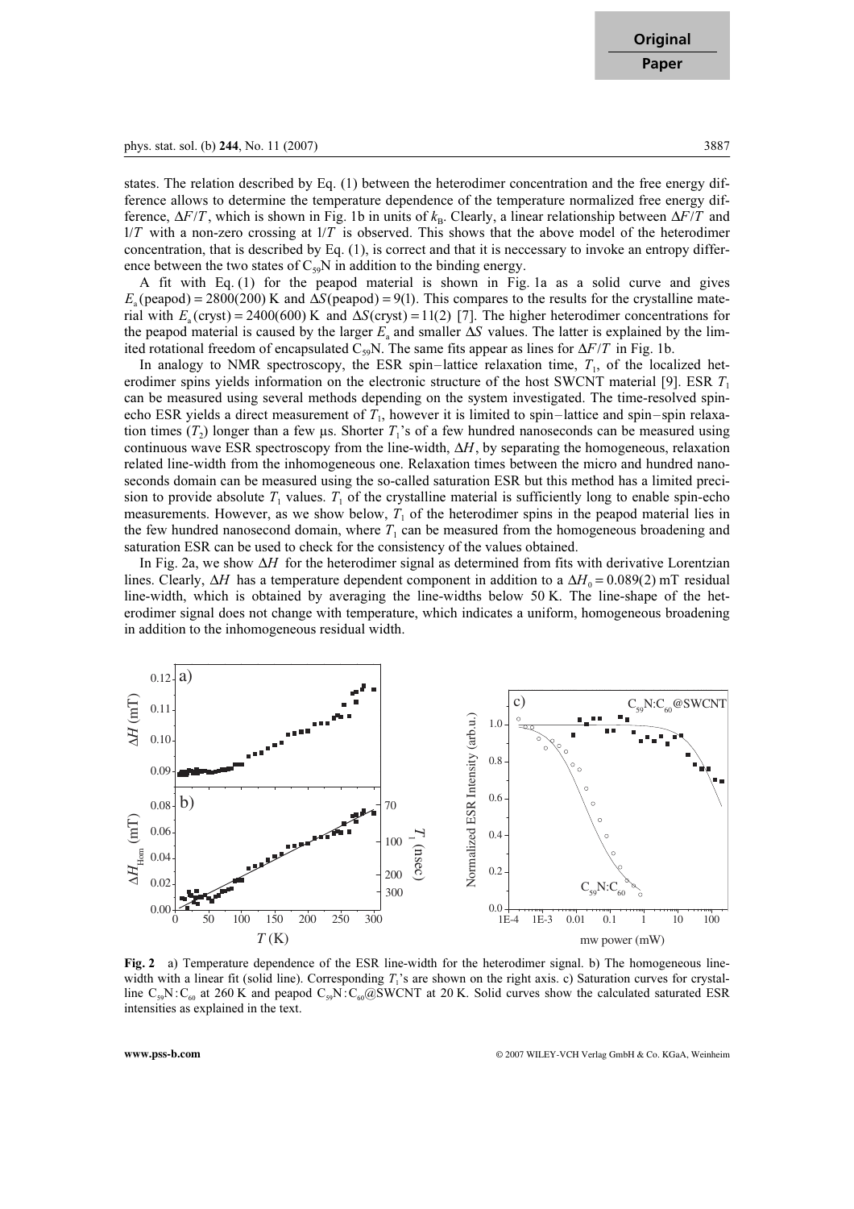states. The relation described by Eq. (1) between the heterodimer concentration and the free energy difference allows to determine the temperature dependence of the temperature normalized free energy difference, $\Delta F/T$, which is shown in Fig. 1b in units of $k_B$. Clearly, a linear relationship between $\Delta F/T$ and $1/T$ with a non-zero crossing at $1/T$ is observed. This shows that the above model of the heterodimer concentration, that is described by Eq. (1), is correct and that it is neccessary to invoke an entropy difference between the two states of $C_{59}N$ in addition to the binding energy.

A fit with Eq. (1) for the peapod material is shown in Fig. 1a as a solid curve and gives $E_a(\text{peapod}) = 2800(200)$ K and $\Delta S(\text{peapod}) = 9(1)$. This compares to the results for the crystalline material with $E_a(\text{cryst}) = 2400(600)$ K and $\Delta S(\text{cryst}) = 11(2)$ [7]. The higher heterodimer concentrations for the peapod material is caused by the larger $E_a$ and smaller $\Delta S$ values. The latter is explained by the limited rotational freedom of encapsulated $C_{59}N$. The same fits appear as lines for $\Delta F/T$ in Fig. 1b.

In analogy to NMR spectroscopy, the ESR spin–lattice relaxation time, $T_1$, of the localized heterodimer spins yields information on the electronic structure of the host SWCNT material [9]. ESR $T_1$ can be measured using several methods depending on the system investigated. The time-resolved spin-echo ESR yields a direct measurement of $T_1$, however it is limited to spin–lattice and spin–spin relaxation times ($T_2$) longer than a few µs. Shorter $T_1$'s of a few hundred nanoseconds can be measured using continuous wave ESR spectroscopy from the line-width, $\Delta H$, by separating the homogeneous, relaxation related line-width from the inhomogeneous one. Relaxation times between the micro and hundred nanoseconds domain can be measured using the so-called saturation ESR but this method has a limited precision to provide absolute $T_1$ values. $T_1$ of the crystalline material is sufficiently long to enable spin-echo measurements. However, as we show below, $T_1$ of the heterodimer spins in the peapod material lies in the few hundred nanosecond domain, where $T_1$ can be measured from the homogeneous broadening and saturation ESR can be used to check for the consistency of the values obtained.

In Fig. 2a, we show $\Delta H$ for the heterodimer signal as determined from fits with derivative Lorentzian lines. Clearly, $\Delta H$ has a temperature dependent component in addition to a $\Delta H_0 = 0.089(2)$ mT residual line-width, which is obtained by averaging the line-widths below 50 K. The line-shape of the heterodimer signal does not change with temperature, which indicates a uniform, homogeneous broadening in addition to the inhomogeneous residual width.

a)
$\Delta H$ (mT)
0.12
0.11
0.10
0.09

b)
$\Delta H_{\text{Hom}}$ (mT)
0.08
0.06
0.04
0.02
0.00
$T_1$ (nsec)
70
100
200
300
0 50 100 150 200 250 300
$T$ (K)

c)
Normalized ESR Intensity (arb.u.)
1.0
0.8
0.6
0.4
0.2
0.0
$C_{59}N:C_{60}$@SWCNT
$C_{59}N:C_{60}$
1E-4 1E-3 0.01 0.1 1 10 100
mw power (mW)

**Fig. 2** a) Temperature dependence of the ESR line-width for the heterodimer signal. b) The homogeneous line-width with a linear fit (solid line). Corresponding $T_1$'s are shown on the right axis. c) Saturation curves for crystalline $C_{59}N:C_{60}$ at 260 K and peapod $C_{59}N:C_{60}$@SWCNT at 20 K. Solid curves show the calculated saturated ESR intensities as explained in the text.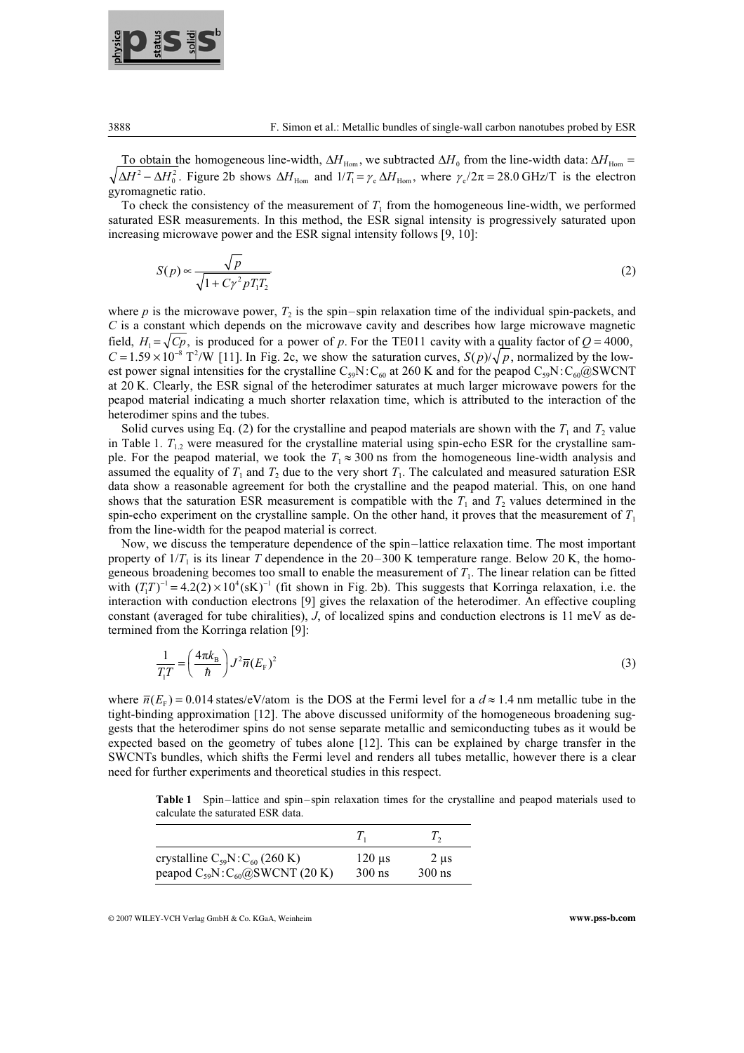To obtain the homogeneous line-width, $\Delta H_{\text{Hom}}$, we subtracted $\Delta H_0$ from the line-width data: $\Delta H_{\text{Hom}} = \sqrt{\Delta H^2 - \Delta H_0^2}$. Figure 2b shows $\Delta H_{\text{Hom}}$ and $1/T_1 = \gamma_e \Delta H_{\text{Hom}}$, where $\gamma_e/2\pi = 28.0$ GHz/T is the electron gyromagnetic ratio.

To check the consistency of the measurement of $T_1$ from the homogeneous line-width, we performed saturated ESR measurements. In this method, the ESR signal intensity is progressively saturated upon increasing microwave power and the ESR signal intensity follows [9, 10]:

$$S(p) \propto \frac{\sqrt{p}}{\sqrt{1 + C\gamma^2 p T_1 T_2}} \tag{2}$$

where $p$ is the microwave power, $T_2$ is the spin–spin relaxation time of the individual spin-packets, and $C$ is a constant which depends on the microwave cavity and describes how large microwave magnetic field, $H_1 = \sqrt{Cp}$, is produced for a power of $p$. For the TE011 cavity with a quality factor of $Q = 4000$, $C = 1.59 \times 10^{-8}$ T$^2$/W [11]. In Fig. 2c, we show the saturation curves, $S(p)/\sqrt{p}$, normalized by the lowest power signal intensities for the crystalline $C_{59}N{:}C_{60}$ at 260 K and for the peapod $C_{59}N{:}C_{60}$@SWCNT at 20 K. Clearly, the ESR signal of the heterodimer saturates at much larger microwave powers for the peapod material indicating a much shorter relaxation time, which is attributed to the interaction of the heterodimer spins and the tubes.

Solid curves using Eq. (2) for the crystalline and peapod materials are shown with the $T_1$ and $T_2$ value in Table 1. $T_{1,2}$ were measured for the crystalline material using spin-echo ESR for the crystalline sample. For the peapod material, we took the $T_1 \approx 300$ ns from the homogeneous line-width analysis and assumed the equality of $T_1$ and $T_2$ due to the very short $T_1$. The calculated and measured saturation ESR data show a reasonable agreement for both the crystalline and the peapod material. This, on one hand shows that the saturation ESR measurement is compatible with the $T_1$ and $T_2$ values determined in the spin-echo experiment on the crystalline sample. On the other hand, it proves that the measurement of $T_1$ from the line-width for the peapod material is correct.

Now, we discuss the temperature dependence of the spin–lattice relaxation time. The most important property of $1/T_1$ is its linear $T$ dependence in the 20–300 K temperature range. Below 20 K, the homogeneous broadening becomes too small to enable the measurement of $T_1$. The linear relation can be fitted with $(T_1 T)^{-1} = 4.2(2) \times 10^4 \,(\text{sK})^{-1}$ (fit shown in Fig. 2b). This suggests that Korringa relaxation, i.e. the interaction with conduction electrons [9] gives the relaxation of the heterodimer. An effective coupling constant (averaged for tube chiralities), $J$, of localized spins and conduction electrons is 11 meV as determined from the Korringa relation [9]:

$$\frac{1}{T_1 T} = \left(\frac{4\pi k_B}{\hbar}\right) J^2 \overline{n}(E_F)^2 \tag{3}$$

where $\overline{n}(E_F) = 0.014$ states/eV/atom is the DOS at the Fermi level for a $d \approx 1.4$ nm metallic tube in the tight-binding approximation [12]. The above discussed uniformity of the homogeneous broadening suggests that the heterodimer spins do not sense separate metallic and semiconducting tubes as it would be expected based on the geometry of tubes alone [12]. This can be explained by charge transfer in the SWCNTs bundles, which shifts the Fermi level and renders all tubes metallic, however there is a clear need for further experiments and theoretical studies in this respect.

**Table 1** Spin–lattice and spin–spin relaxation times for the crystalline and peapod materials used to calculate the saturated ESR data.

| | $T_1$ | $T_2$ |
|---|---|---|
| crystalline $C_{59}N{:}C_{60}$ (260 K) | 120 μs | 2 μs |
| peapod $C_{59}N{:}C_{60}$@SWCNT (20 K) | 300 ns | 300 ns |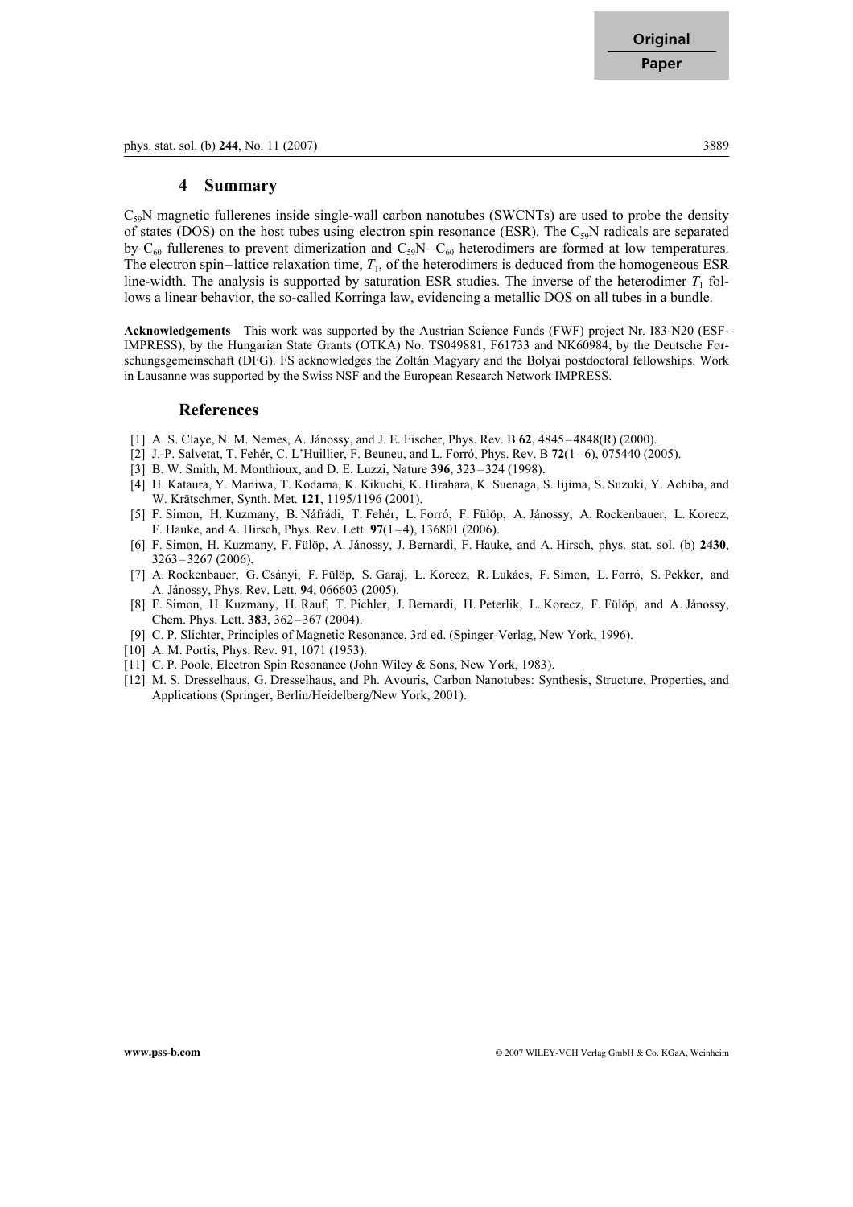## 4 Summary

$C_{59}N$ magnetic fullerenes inside single-wall carbon nanotubes (SWCNTs) are used to probe the density of states (DOS) on the host tubes using electron spin resonance (ESR). The $C_{59}N$ radicals are separated by $C_{60}$ fullerenes to prevent dimerization and $C_{59}N$–$C_{60}$ heterodimers are formed at low temperatures. The electron spin–lattice relaxation time, $T_1$, of the heterodimers is deduced from the homogeneous ESR line-width. The analysis is supported by saturation ESR studies. The inverse of the heterodimer $T_1$ follows a linear behavior, the so-called Korringa law, evidencing a metallic DOS on all tubes in a bundle.

**Acknowledgements** This work was supported by the Austrian Science Funds (FWF) project Nr. I83-N20 (ESF-IMPRESS), by the Hungarian State Grants (OTKA) No. TS049881, F61733 and NK60984, by the Deutsche Forschungsgemeinschaft (DFG). FS acknowledges the Zoltán Magyary and the Bolyai postdoctoral fellowships. Work in Lausanne was supported by the Swiss NSF and the European Research Network IMPRESS.

## References

[1] A. S. Claye, N. M. Nemes, A. Jánossy, and J. E. Fischer, Phys. Rev. B **62**, 4845–4848(R) (2000).
[2] J.-P. Salvetat, T. Fehér, C. L'Huillier, F. Beuneu, and L. Forró, Phys. Rev. B **72**(1–6), 075440 (2005).
[3] B. W. Smith, M. Monthioux, and D. E. Luzzi, Nature **396**, 323–324 (1998).
[4] H. Kataura, Y. Maniwa, T. Kodama, K. Kikuchi, K. Hirahara, K. Suenaga, S. Iijima, S. Suzuki, Y. Achiba, and W. Krätschmer, Synth. Met. **121**, 1195/1196 (2001).
[5] F. Simon, H. Kuzmany, B. Náfrádi, T. Fehér, L. Forró, F. Fülöp, A. Jánossy, A. Rockenbauer, L. Korecz, F. Hauke, and A. Hirsch, Phys. Rev. Lett. **97**(1–4), 136801 (2006).
[6] F. Simon, H. Kuzmany, F. Fülöp, A. Jánossy, J. Bernardi, F. Hauke, and A. Hirsch, phys. stat. sol. (b) **2430**, 3263–3267 (2006).
[7] A. Rockenbauer, G. Csányi, F. Fülöp, S. Garaj, L. Korecz, R. Lukács, F. Simon, L. Forró, S. Pekker, and A. Jánossy, Phys. Rev. Lett. **94**, 066603 (2005).
[8] F. Simon, H. Kuzmany, H. Rauf, T. Pichler, J. Bernardi, H. Peterlik, L. Korecz, F. Fülöp, and A. Jánossy, Chem. Phys. Lett. **383**, 362–367 (2004).
[9] C. P. Slichter, Principles of Magnetic Resonance, 3rd ed. (Spinger-Verlag, New York, 1996).
[10] A. M. Portis, Phys. Rev. **91**, 1071 (1953).
[11] C. P. Poole, Electron Spin Resonance (John Wiley & Sons, New York, 1983).
[12] M. S. Dresselhaus, G. Dresselhaus, and Ph. Avouris, Carbon Nanotubes: Synthesis, Structure, Properties, and Applications (Springer, Berlin/Heidelberg/New York, 2001).